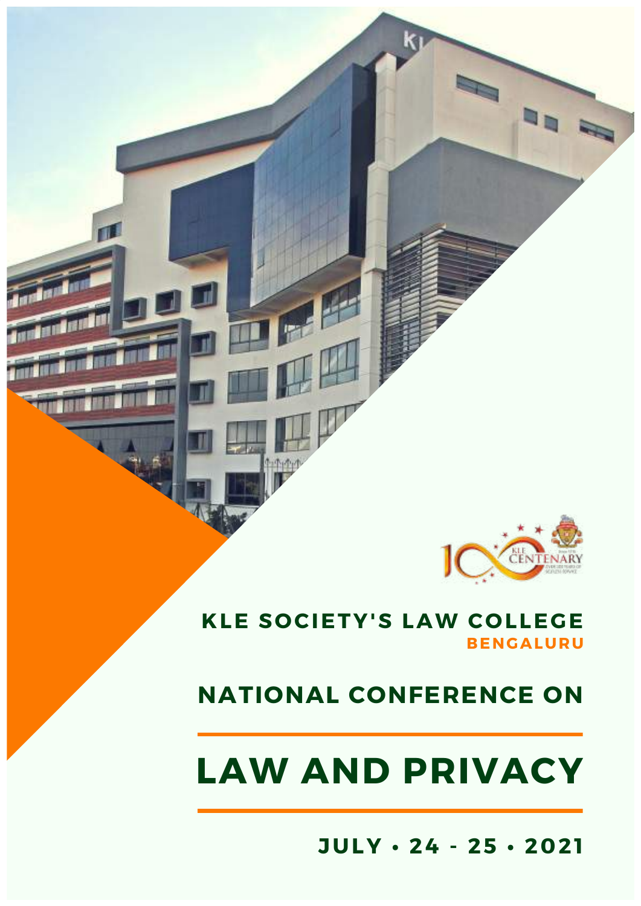**KLE SOCIETY'S LAW COLLEGE**

**BENGALURU**

## NATIONAL CONFERENCE ON

# LAW AND PRIVACY

**JULY • 24 - 25 • 2021**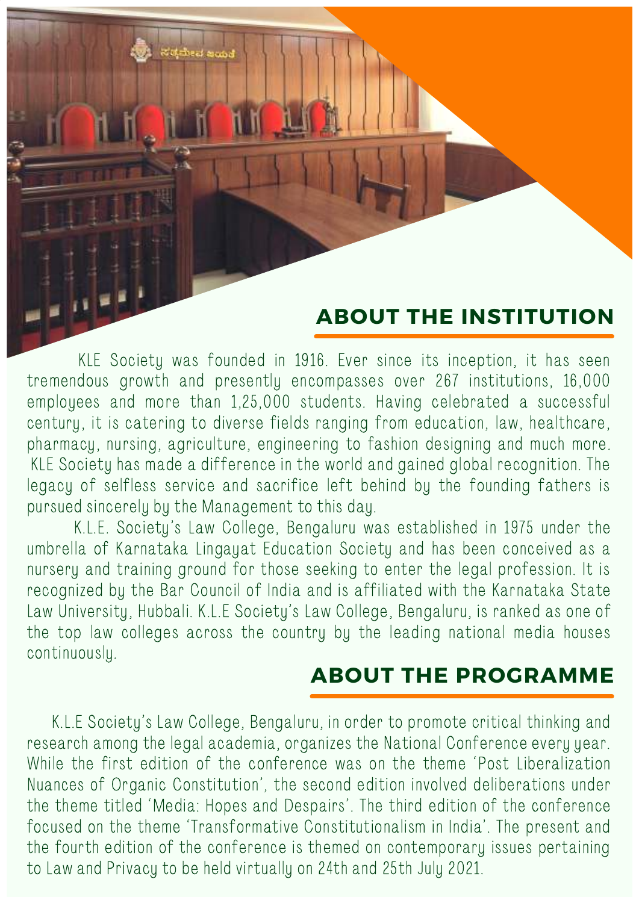## ABOUT THE INSTITUTION

KLE Society was founded in 1916. Ever since its inception, it has seen tremendous growth and presently encompasses over 267 institutions, 16,000 employees and more than 1,25,000 students. Having celebrated a successful century, it is catering to diverse fields ranging from education, law, healthcare, pharmacy, nursing, agriculture, engineering to fashion designing and much more. KLE Society has made a difference in the world and gained global recognition. The legacy of selfless service and sacrifice left behind by the founding fathers is pursued sincerely by the Management to this day.

K.L.E. Society's Law College, Bengaluru was established in 1975 under the umbrella of Karnataka Lingayat Education Society and has been conceived as a nursery and training ground for those seeking to enter the legal profession. It is recognized by the Bar Council of India and is affiliated with the Karnataka State Law University, Hubbali. K.L.E Society's Law College, Bengaluru, is ranked as one of the top law colleges across the country by the leading national media houses continuously.

## ABOUT THE PROGRAMME

K.L.E Society's Law College, Bengaluru, in order to promote critical thinking and research among the legal academia, organizes the National Conference every year. While the first edition of the conference was on the theme 'Post Liberalization Nuances of Organic Constitution', the second edition involved deliberations under the theme titled 'Media: Hopes and Despairs'. The third edition of the conference focused on the theme 'Transformative Constitutionalism in India'. The present and the fourth edition of the conference is themed on contemporary issues pertaining to Law and Privacy to be held virtually on 24th and 25th July 2021.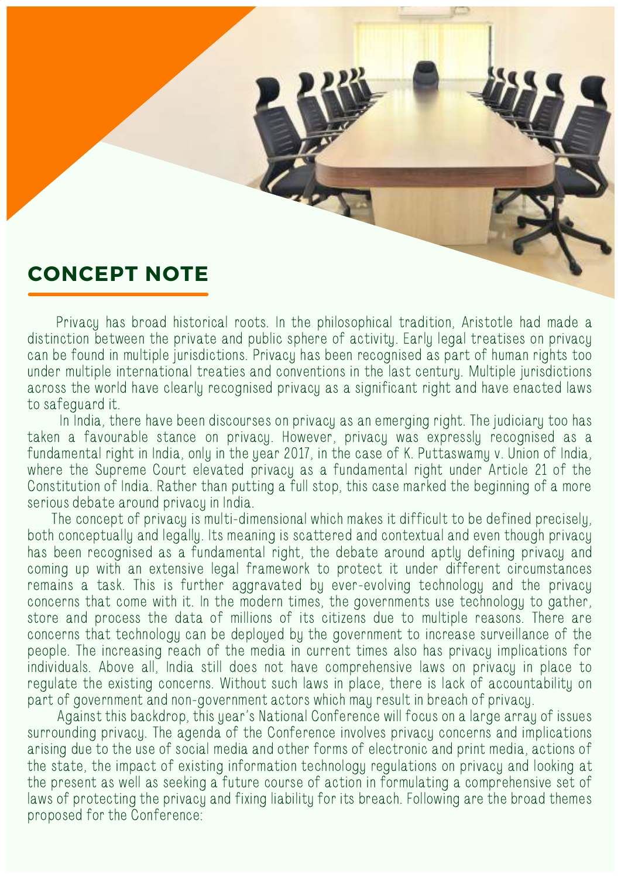## CONCEPT NOTE

Privacy has broad historical roots. In the philosophical tradition, Aristotle had made a distinction between the private and public sphere of activity. Early legal treatises on privacy can be found in multiple jurisdictions. Privacy has been recognised as part of human rights too under multiple international treaties and conventions in the last century. Multiple jurisdictions across the world have clearly recognised privacy as a significant right and have enacted laws to safeguard it.

In India, there have been discourses on privacy as an emerging right. The judiciary too has taken a favourable stance on privacy. However, privacy was expressly recognised as a fundamental right in India, only in the year 2017, in the case of K. Puttaswamy v. Union of India, where the Supreme Court elevated privacy as a fundamental right under Article 21 of the Constitution of India. Rather than putting a full stop, this case marked the beginning of a more serious debate around privacy in India.

The concept of privacy is multi-dimensional which makes it difficult to be defined precisely, both conceptually and legally. Its meaning is scattered and contextual and even though privacy has been recognised as a fundamental right, the debate around aptly defining privacy and coming up with an extensive legal framework to protect it under different circumstances remains a task. This is further aggravated by ever-evolving technology and the privacy concerns that come with it. In the modern times, the governments use technology to gather, store and process the data of millions of its citizens due to multiple reasons. There are concerns that technology can be deployed by the government to increase surveillance of the people. The increasing reach of the media in current times also has privacy implications for individuals. Above all, India still does not have comprehensive laws on privacy in place to regulate the existing concerns. Without such laws in place, there is lack of accountability on part of government and non-government actors which may result in breach of privacy.

Against this backdrop, this year's National Conference will focus on a large array of issues surrounding privacy. The agenda of the Conference involves privacy concerns and implications arising due to the use of social media and other forms of electronic and print media, actions of the state, the impact of existing information technology regulations on privacy and looking at the present as well as seeking a future course of action in formulating a comprehensive set of laws of protecting the privacy and fixing liability for its breach. Following are the broad themes proposed for the Conference: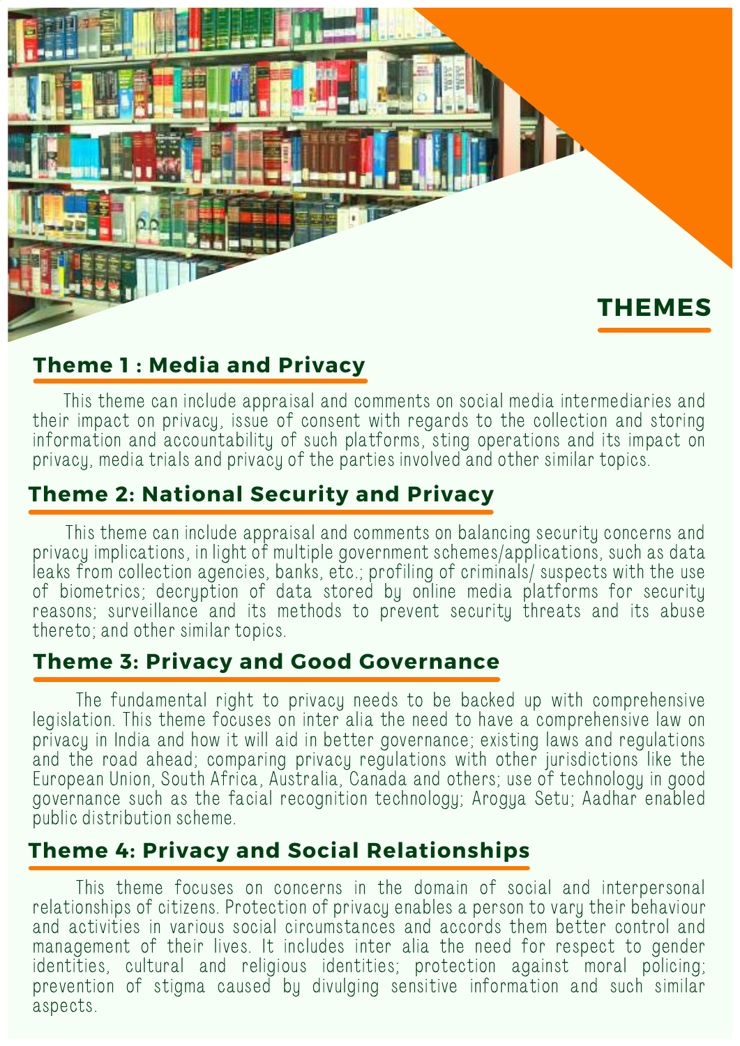# THEMES

## Theme 1 : Media and Privacy

This theme can include appraisal and comments on social media intermediaries and their impact on privacy, issue of consent with regards to the collection and storing information and accountability of such platforms, sting operations and its impact on privacy, media trials and privacy of the parties involved and other similar topics.

## Theme 2: National Security and Privacy

This theme can include appraisal and comments on balancing security concerns and privacy implications, in light of multiple government schemes/applications, such as data leaks from collection agencies, banks, etc.; profiling of criminals/ suspects with the use of biometrics; decryption of data stored by online media platforms for security reasons; surveillance and its methods to prevent security threats and its abuse thereto; and other similar topics.

## Theme 3: Privacy and Good Governance

The fundamental right to privacy needs to be backed up with comprehensive legislation. This theme focuses on inter alia the need to have a comprehensive law on privacy in India and how it will aid in better governance; existing laws and regulations and the road ahead; comparing privacy regulations with other jurisdictions like the European Union, South Africa, Australia, Canada and others; use of technology in good governance such as the facial recognition technology; Arogya Setu; Aadhar enabled public distribution scheme.

## Theme 4: Privacy and Social Relationships

This theme focuses on concerns in the domain of social and interpersonal relationships of citizens. Protection of privacy enables a person to vary their behaviour and activities in various social circumstances and accords them better control and management of their lives. It includes inter alia the need for respect to gender identities, cultural and religious identities; protection against moral policing; prevention of stigma caused by divulging sensitive information and such similar aspects.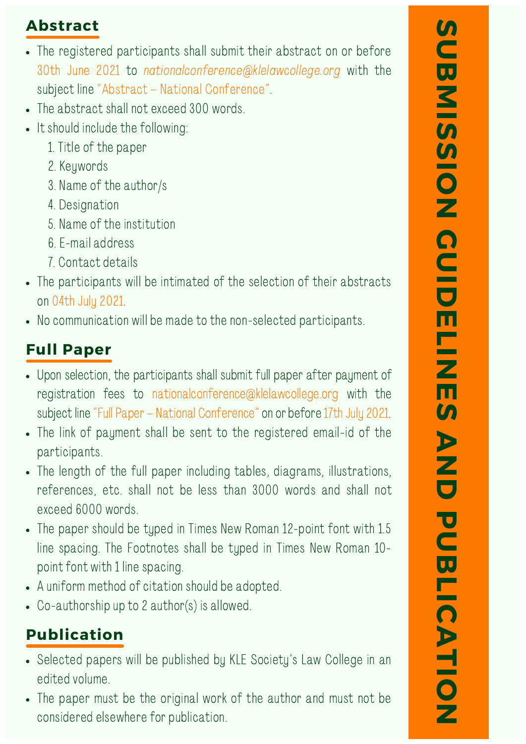# SUBMISSION GUIDELINES AND PUBLICATION

## Abstract

- The registered participants shall submit their abstract on or before 30th June 2021 to *nationalconference@klelawcollege.org* with the subject line "Abstract – National Conference".
- The abstract shall not exceed 300 words.
- It should include the following:
  1. Title of the paper
  2. Keywords
  3. Name of the author/s
  4. Designation
  5. Name of the institution
  6. E-mail address
  7. Contact details
- The participants will be intimated of the selection of their abstracts on 04th July 2021.
- No communication will be made to the non-selected participants.

## Full Paper

- Upon selection, the participants shall submit full paper after payment of registration fees to nationalconference@klelawcollege.org with the subject line "Full Paper – National Conference" on or before 17th July 2021.
- The link of payment shall be sent to the registered email-id of the participants.
- The length of the full paper including tables, diagrams, illustrations, references, etc. shall not be less than 3000 words and shall not exceed 6000 words.
- The paper should be typed in Times New Roman 12-point font with 1.5 line spacing. The Footnotes shall be typed in Times New Roman 10-point font with 1 line spacing.
- A uniform method of citation should be adopted.
- Co-authorship up to 2 author(s) is allowed.

## Publication

- Selected papers will be published by KLE Society's Law College in an edited volume.
- The paper must be the original work of the author and must not be considered elsewhere for publication.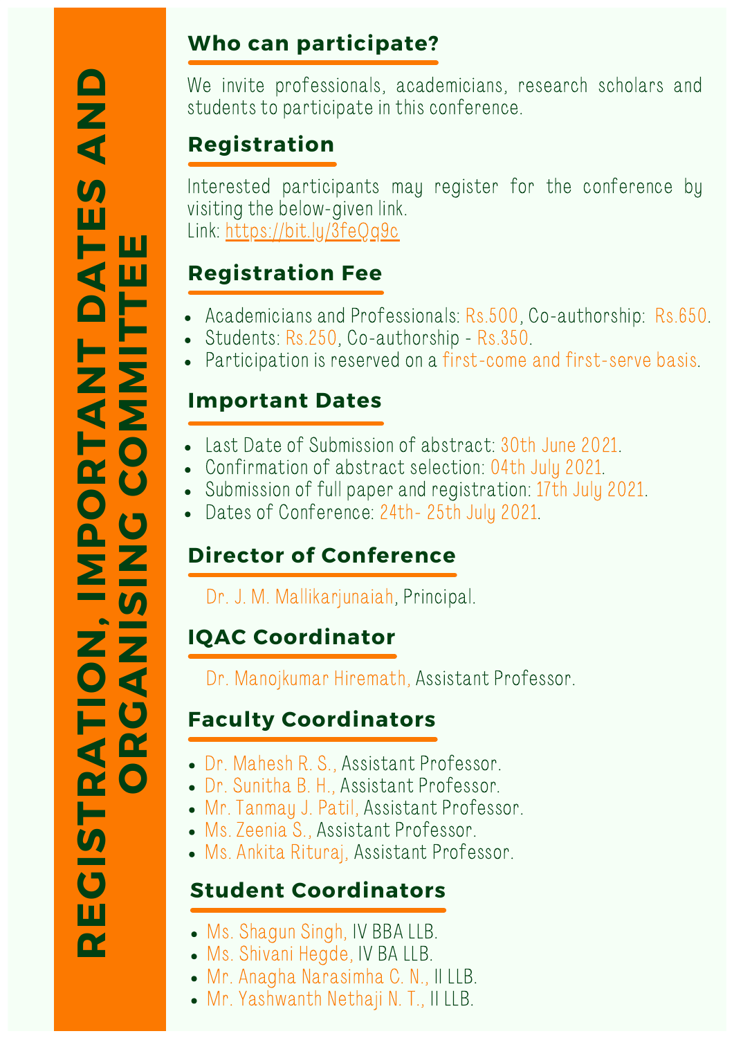# REGISTRATION, IMPORTANT DATES AND ORGANISING COMMITTEE

## Who can participate?

We invite professionals, academicians, research scholars and students to participate in this conference.

## Registration

Interested participants may register for the conference by visiting the below-given link.
Link: https://bit.ly/3feQg9c

## Registration Fee

- Academicians and Professionals: Rs.500, Co-authorship: Rs.650.
- Students: Rs.250, Co-authorship - Rs.350.
- Participation is reserved on a first-come and first-serve basis.

## Important Dates

- Last Date of Submission of abstract: 30th June 2021.
- Confirmation of abstract selection: 04th July 2021.
- Submission of full paper and registration: 17th July 2021.
- Dates of Conference: 24th- 25th July 2021.

## Director of Conference

Dr. J. M. Mallikarjunaiah, Principal.

## IQAC Coordinator

Dr. Manojkumar Hiremath, Assistant Professor.

## Faculty Coordinators

- Dr. Mahesh R. S., Assistant Professor.
- Dr. Sunitha B. H., Assistant Professor.
- Mr. Tanmay J. Patil, Assistant Professor.
- Ms. Zeenia S., Assistant Professor.
- Ms. Ankita Rituraj, Assistant Professor.

## Student Coordinators

- Ms. Shagun Singh, IV BBA LLB.
- Ms. Shivani Hegde, IV BA LLB.
- Mr. Anagha Narasimha C. N., II LLB.
- Mr. Yashwanth Nethaji N. T., II LLB.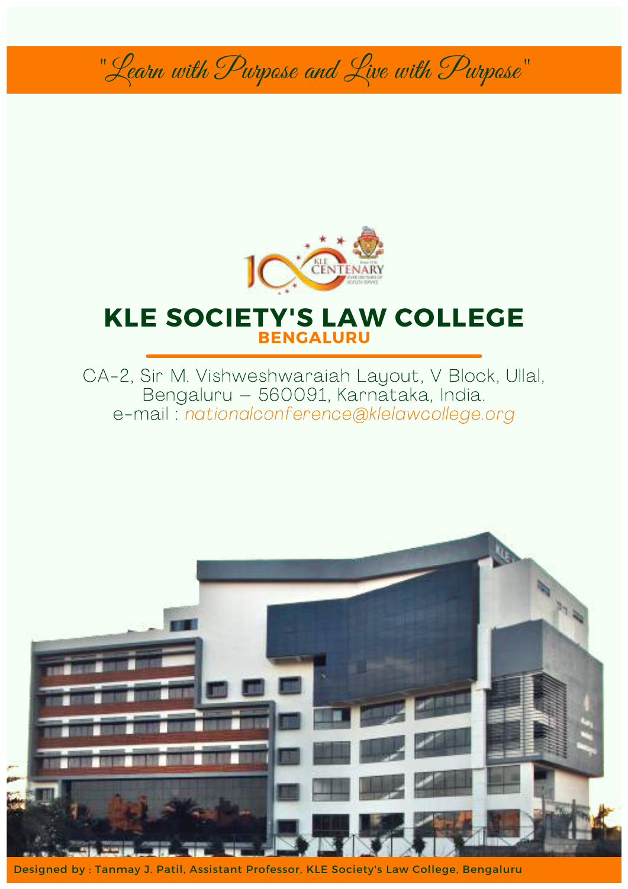"Learn with Purpose and Live with Purpose"

# KLE SOCIETY'S LAW COLLEGE

## BENGALURU

CA-2, Sir M. Vishweshwaraiah Layout, V Block, Ullal, Bengaluru – 560091, Karnataka, India.
e-mail : *nationalconference@klelawcollege.org*

Designed by : Tanmay J. Patil, Assistant Professor, KLE Society's Law College, Bengaluru